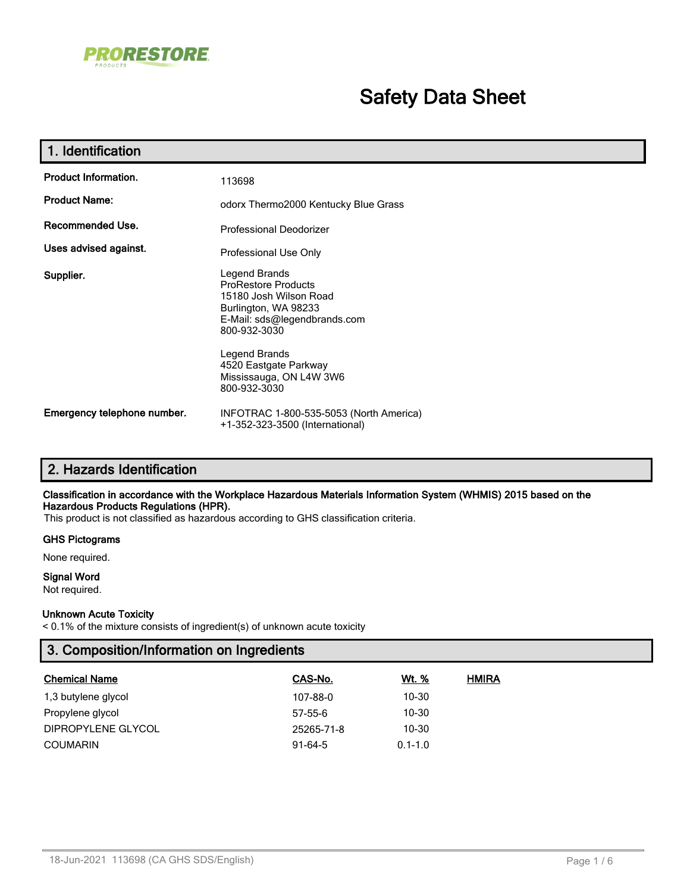PRORESTORE PRODUCTS

# Safety Data Sheet

## 1. Identification

| | |
|---|---|
| **Product Information.** | 113698 |
| **Product Name:** | odorx Thermo2000 Kentucky Blue Grass |
| **Recommended Use.** | Professional Deodorizer |
| **Uses advised against.** | Professional Use Only |
| **Supplier.** | Legend Brands<br>ProRestore Products<br>15180 Josh Wilson Road<br>Burlington, WA 98233<br>E-Mail: sds@legendbrands.com<br>800-932-3030<br><br>Legend Brands<br>4520 Eastgate Parkway<br>Mississauga, ON L4W 3W6<br>800-932-3030 |
| **Emergency telephone number.** | INFOTRAC 1-800-535-5053 (North America)<br>+1-352-323-3500 (International) |

## 2. Hazards Identification

**Classification in accordance with the Workplace Hazardous Materials Information System (WHMIS) 2015 based on the Hazardous Products Regulations (HPR).**

This product is not classified as hazardous according to GHS classification criteria.

### GHS Pictograms

None required.

### Signal Word

Not required.

### Unknown Acute Toxicity

< 0.1% of the mixture consists of ingredient(s) of unknown acute toxicity

## 3. Composition/Information on Ingredients

| Chemical Name | CAS-No. | Wt. % | HMIRA |
|---|---|---|---|
| 1,3 butylene glycol | 107-88-0 | 10-30 | |
| Propylene glycol | 57-55-6 | 10-30 | |
| DIPROPYLENE GLYCOL | 25265-71-8 | 10-30 | |
| COUMARIN | 91-64-5 | 0.1-1.0 | |

18-Jun-2021 113698 (CA GHS SDS/English)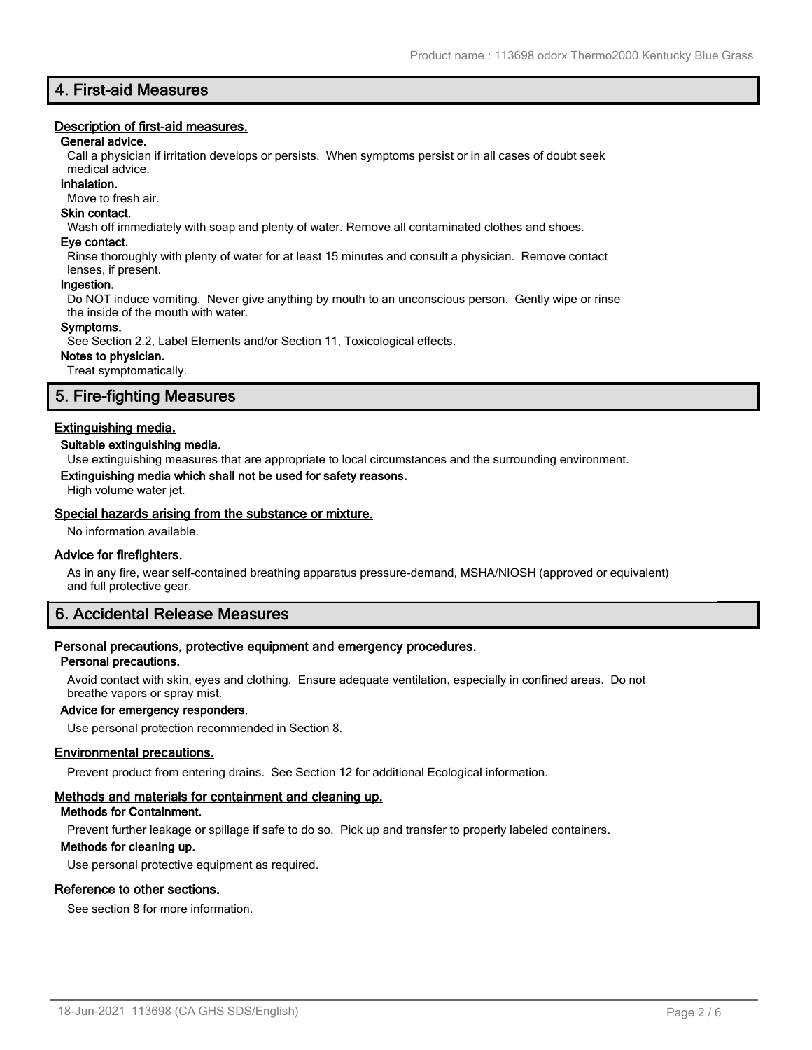## 4. First-aid Measures

### Description of first-aid measures.

**General advice.**

Call a physician if irritation develops or persists. When symptoms persist or in all cases of doubt seek medical advice.

**Inhalation.**

Move to fresh air.

**Skin contact.**

Wash off immediately with soap and plenty of water. Remove all contaminated clothes and shoes.

**Eye contact.**

Rinse thoroughly with plenty of water for at least 15 minutes and consult a physician. Remove contact lenses, if present.

**Ingestion.**

Do NOT induce vomiting. Never give anything by mouth to an unconscious person. Gently wipe or rinse the inside of the mouth with water.

**Symptoms.**

See Section 2.2, Label Elements and/or Section 11, Toxicological effects.

**Notes to physician.**

Treat symptomatically.

## 5. Fire-fighting Measures

### Extinguishing media.

**Suitable extinguishing media.**

Use extinguishing measures that are appropriate to local circumstances and the surrounding environment.

**Extinguishing media which shall not be used for safety reasons.**

High volume water jet.

### Special hazards arising from the substance or mixture.

No information available.

### Advice for firefighters.

As in any fire, wear self-contained breathing apparatus pressure-demand, MSHA/NIOSH (approved or equivalent) and full protective gear.

## 6. Accidental Release Measures

### Personal precautions, protective equipment and emergency procedures.

**Personal precautions.**

Avoid contact with skin, eyes and clothing. Ensure adequate ventilation, especially in confined areas. Do not breathe vapors or spray mist.

**Advice for emergency responders.**

Use personal protection recommended in Section 8.

### Environmental precautions.

Prevent product from entering drains. See Section 12 for additional Ecological information.

### Methods and materials for containment and cleaning up.

**Methods for Containment.**

Prevent further leakage or spillage if safe to do so. Pick up and transfer to properly labeled containers.

**Methods for cleaning up.**

Use personal protective equipment as required.

### Reference to other sections.

See section 8 for more information.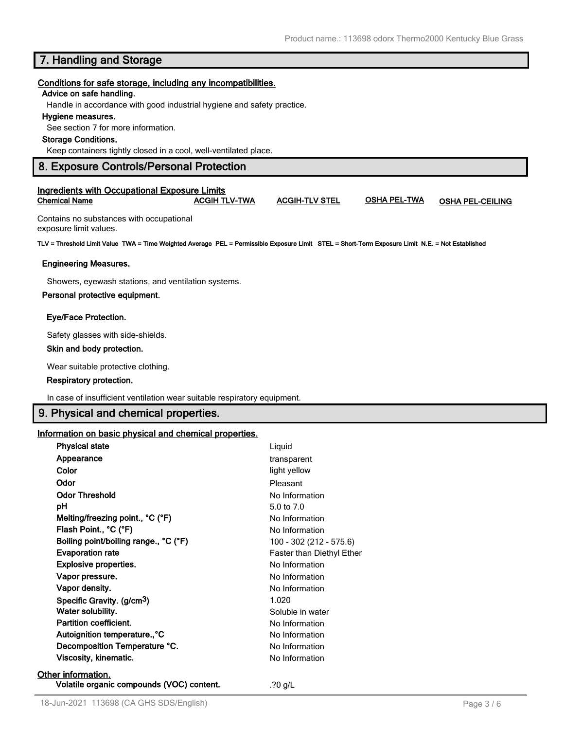## 7. Handling and Storage

**Conditions for safe storage, including any incompatibilities.**

**Advice on safe handling.**

Handle in accordance with good industrial hygiene and safety practice.

**Hygiene measures.**

See section 7 for more information.

**Storage Conditions.**

Keep containers tightly closed in a cool, well-ventilated place.

## 8. Exposure Controls/Personal Protection

**Ingredients with Occupational Exposure Limits**

| Chemical Name | ACGIH TLV-TWA | ACGIH-TLV STEL | OSHA PEL-TWA | OSHA PEL-CEILING |
|---|---|---|---|---|
| Contains no substances with occupational exposure limit values. | | | | |

**TLV = Threshold Limit Value TWA = Time Weighted Average PEL = Permissible Exposure Limit STEL = Short-Term Exposure Limit N.E. = Not Established**

**Engineering Measures.**

Showers, eyewash stations, and ventilation systems.

**Personal protective equipment.**

**Eye/Face Protection.**

Safety glasses with side-shields.

**Skin and body protection.**

Wear suitable protective clothing.

**Respiratory protection.**

In case of insufficient ventilation wear suitable respiratory equipment.

## 9. Physical and chemical properties.

**Information on basic physical and chemical properties.**

| Property | Value |
|---|---|
| **Physical state** | Liquid |
| **Appearance** | transparent |
| **Color** | light yellow |
| **Odor** | Pleasant |
| **Odor Threshold** | No Information |
| **pH** | 5.0 to 7.0 |
| **Melting/freezing point., °C (°F)** | No Information |
| **Flash Point., °C (°F)** | No Information |
| **Boiling point/boiling range., °C (°F)** | 100 - 302 (212 - 575.6) |
| **Evaporation rate** | Faster than Diethyl Ether |
| **Explosive properties.** | No Information |
| **Vapor pressure.** | No Information |
| **Vapor density.** | No Information |
| **Specific Gravity. ($g/cm^3$)** | 1.020 |
| **Water solubility.** | Soluble in water |
| **Partition coefficient.** | No Information |
| **Autoignition temperature.,°C** | No Information |
| **Decomposition Temperature °C.** | No Information |
| **Viscosity, kinematic.** | No Information |

**Other information.**

| | |
|---|---|
| **Volatile organic compounds (VOC) content.** | .?0 g/L |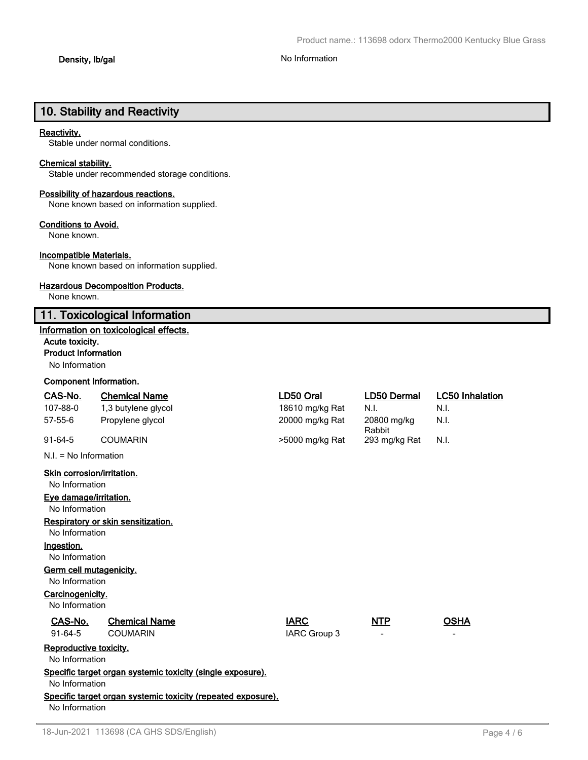**Density, lb/gal** No Information

## 10. Stability and Reactivity

**Reactivity.**
Stable under normal conditions.

**Chemical stability.**
Stable under recommended storage conditions.

**Possibility of hazardous reactions.**
None known based on information supplied.

**Conditions to Avoid.**
None known.

**Incompatible Materials.**
None known based on information supplied.

**Hazardous Decomposition Products.**
None known.

## 11. Toxicological Information

**Information on toxicological effects.**

**Acute toxicity.**

**Product Information**

No Information

**Component Information.**

| CAS-No. | Chemical Name | LD50 Oral | LD50 Dermal | LC50 Inhalation |
|---|---|---|---|---|
| 107-88-0 | 1,3 butylene glycol | 18610 mg/kg Rat | N.I. | N.I. |
| 57-55-6 | Propylene glycol | 20000 mg/kg Rat | 20800 mg/kg Rabbit | N.I. |
| 91-64-5 | COUMARIN | >5000 mg/kg Rat | 293 mg/kg Rat | N.I. |

N.I. = No Information

**Skin corrosion/irritation.**
No Information

**Eye damage/irritation.**
No Information

**Respiratory or skin sensitization.**
No Information

**Ingestion.**
No Information

**Germ cell mutagenicity.**
No Information

**Carcinogenicity.**
No Information

| CAS-No. | Chemical Name | IARC | NTP | OSHA |
|---|---|---|---|---|
| 91-64-5 | COUMARIN | IARC Group 3 | - | - |

**Reproductive toxicity.**
No Information

**Specific target organ systemic toxicity (single exposure).**
No Information

**Specific target organ systemic toxicity (repeated exposure).**
No Information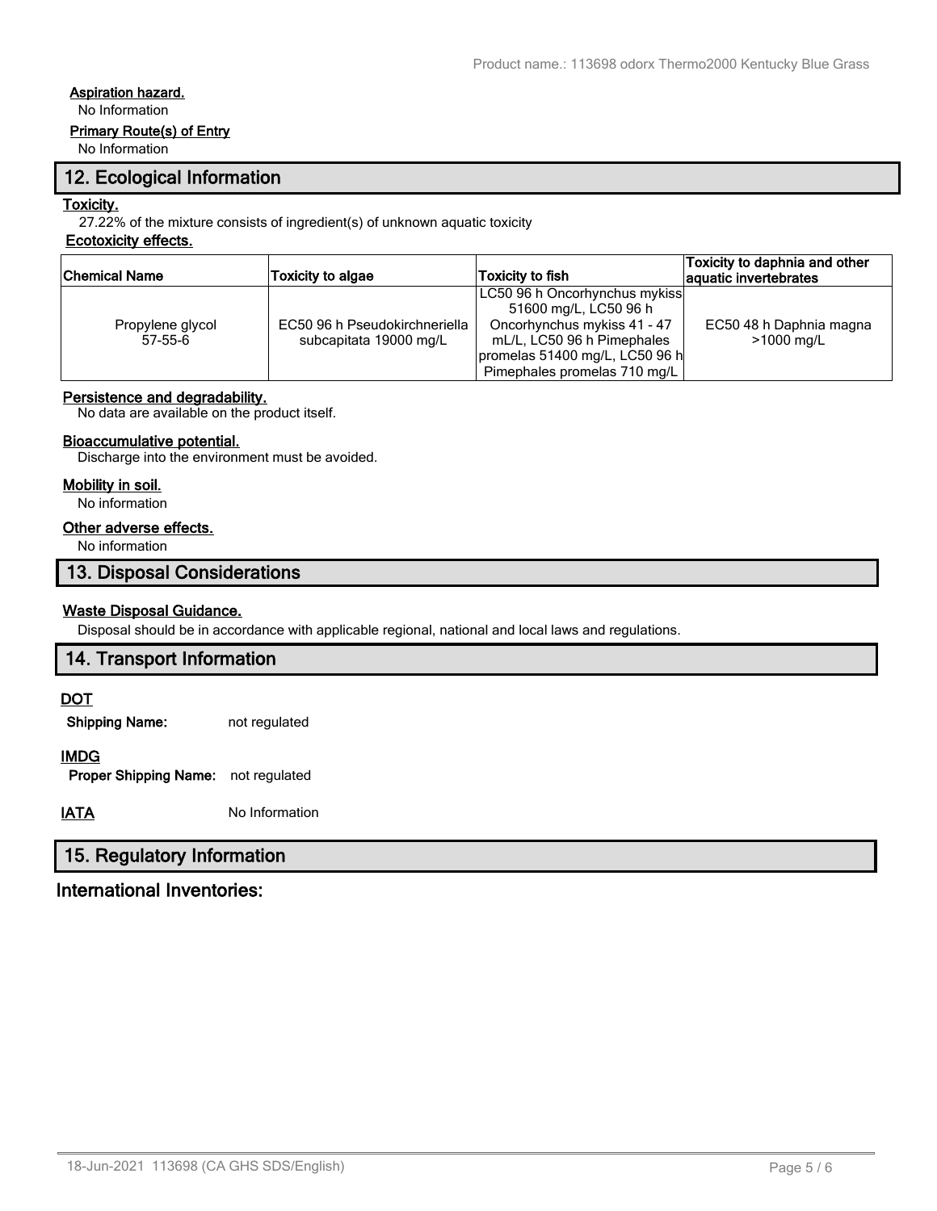**Aspiration hazard.**

No Information

**Primary Route(s) of Entry**

No Information

## 12. Ecological Information

**Toxicity.**

27.22% of the mixture consists of ingredient(s) of unknown aquatic toxicity

**Ecotoxicity effects.**

| Chemical Name | Toxicity to algae | Toxicity to fish | Toxicity to daphnia and other aquatic invertebrates |
|---|---|---|---|
| Propylene glycol 57-55-6 | EC50 96 h Pseudokirchneriella subcapitata 19000 mg/L | LC50 96 h Oncorhynchus mykiss 51600 mg/L, LC50 96 h Oncorhynchus mykiss 41 - 47 mL/L, LC50 96 h Pimephales promelas 51400 mg/L, LC50 96 h Pimephales promelas 710 mg/L | EC50 48 h Daphnia magna >1000 mg/L |

**Persistence and degradability.**

No data are available on the product itself.

**Bioaccumulative potential.**

Discharge into the environment must be avoided.

**Mobility in soil.**

No information

**Other adverse effects.**

No information

## 13. Disposal Considerations

**Waste Disposal Guidance.**

Disposal should be in accordance with applicable regional, national and local laws and regulations.

## 14. Transport Information

**DOT**

**Shipping Name:** not regulated

**IMDG**

**Proper Shipping Name:** not regulated

**IATA** No Information

## 15. Regulatory Information

### International Inventories: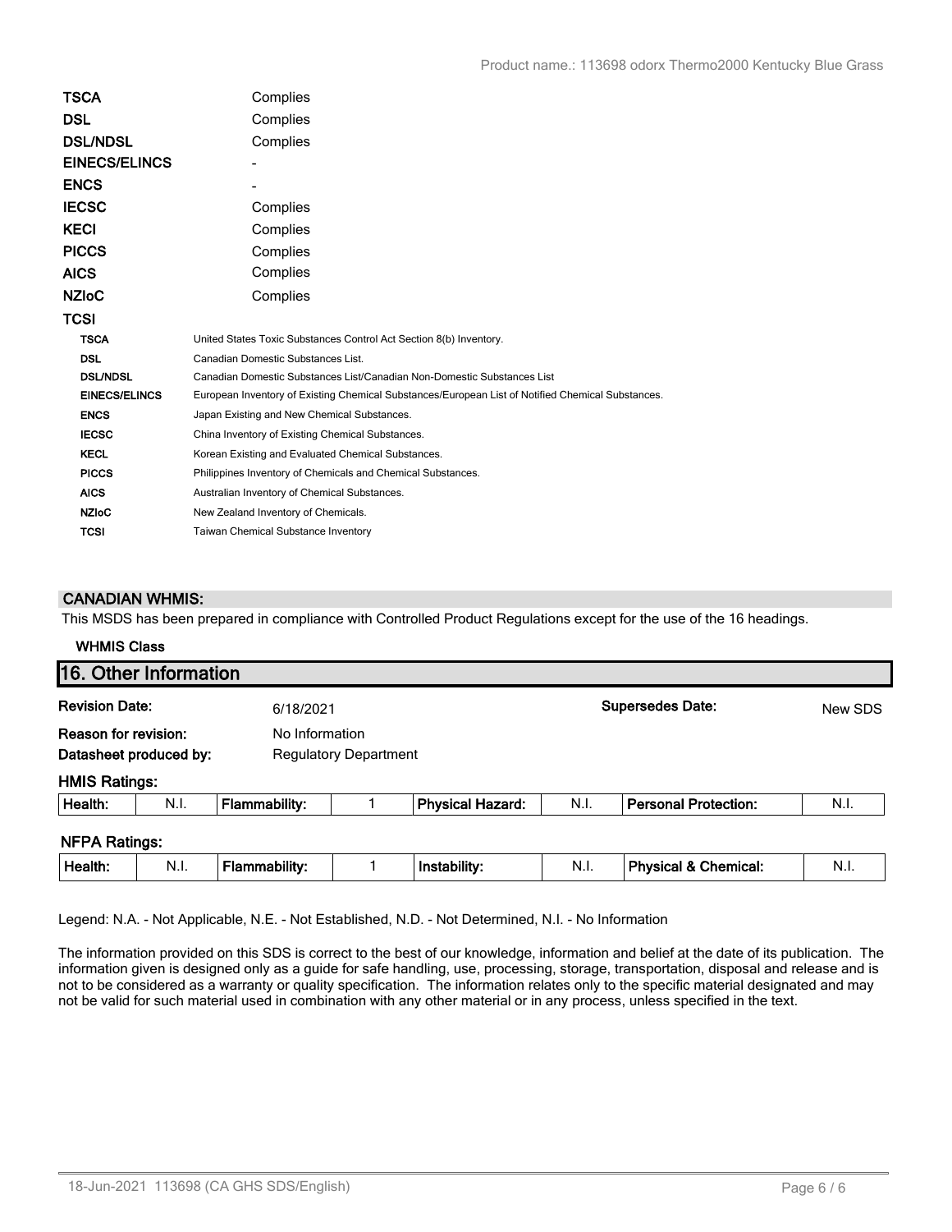| | |
|---|---|
| **TSCA** | Complies |
| **DSL** | Complies |
| **DSL/NDSL** | Complies |
| **EINECS/ELINCS** | - |
| **ENCS** | - |
| **IECSC** | Complies |
| **KECI** | Complies |
| **PICCS** | Complies |
| **AICS** | Complies |
| **NZIoC** | Complies |
| **TCSI** | |

| | |
|---|---|
| **TSCA** | United States Toxic Substances Control Act Section 8(b) Inventory. |
| **DSL** | Canadian Domestic Substances List. |
| **DSL/NDSL** | Canadian Domestic Substances List/Canadian Non-Domestic Substances List |
| **EINECS/ELINCS** | European Inventory of Existing Chemical Substances/European List of Notified Chemical Substances. |
| **ENCS** | Japan Existing and New Chemical Substances. |
| **IECSC** | China Inventory of Existing Chemical Substances. |
| **KECL** | Korean Existing and Evaluated Chemical Substances. |
| **PICCS** | Philippines Inventory of Chemicals and Chemical Substances. |
| **AICS** | Australian Inventory of Chemical Substances. |
| **NZIoC** | New Zealand Inventory of Chemicals. |
| **TCSI** | Taiwan Chemical Substance Inventory |

**CANADIAN WHMIS:**

This MSDS has been prepared in compliance with Controlled Product Regulations except for the use of the 16 headings.

**WHMIS Class**

## 16. Other Information

**Revision Date:** 6/18/2021 **Supersedes Date:** New SDS

**Reason for revision:** No Information

**Datasheet produced by:** Regulatory Department

**HMIS Ratings:**

| | | | | | | | |
|---|---|---|---|---|---|---|---|
| **Health:** | N.I. | **Flammability:** | 1 | **Physical Hazard:** | N.I. | **Personal Protection:** | N.I. |

**NFPA Ratings:**

| | | | | | | | |
|---|---|---|---|---|---|---|---|
| **Health:** | N.I. | **Flammability:** | 1 | **Instability:** | N.I. | **Physical & Chemical:** | N.I. |

Legend: N.A. - Not Applicable, N.E. - Not Established, N.D. - Not Determined, N.I. - No Information

The information provided on this SDS is correct to the best of our knowledge, information and belief at the date of its publication. The information given is designed only as a guide for safe handling, use, processing, storage, transportation, disposal and release and is not to be considered as a warranty or quality specification. The information relates only to the specific material designated and may not be valid for such material used in combination with any other material or in any process, unless specified in the text.